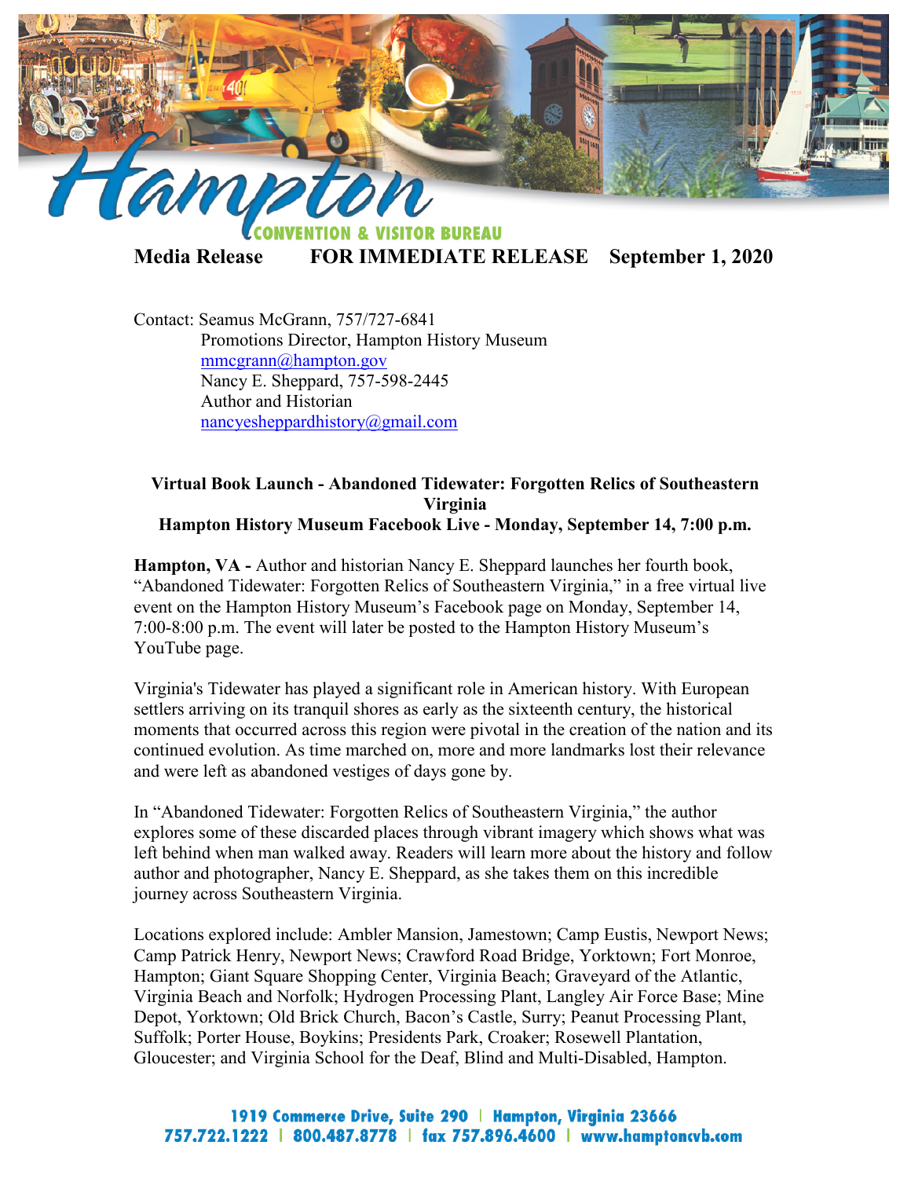Hampton CONVENTION & VISITOR BUREAU

**Media Release FOR IMMEDIATE RELEASE September 1, 2020**

Contact: Seamus McGrann, 757/727-6841
Promotions Director, Hampton History Museum
mmcgrann@hampton.gov
Nancy E. Sheppard, 757-598-2445
Author and Historian
nancyesheppardhistory@gmail.com

**Virtual Book Launch - Abandoned Tidewater: Forgotten Relics of Southeastern Virginia**
**Hampton History Museum Facebook Live - Monday, September 14, 7:00 p.m.**

**Hampton, VA -** Author and historian Nancy E. Sheppard launches her fourth book, "Abandoned Tidewater: Forgotten Relics of Southeastern Virginia," in a free virtual live event on the Hampton History Museum's Facebook page on Monday, September 14, 7:00-8:00 p.m. The event will later be posted to the Hampton History Museum's YouTube page.

Virginia's Tidewater has played a significant role in American history. With European settlers arriving on its tranquil shores as early as the sixteenth century, the historical moments that occurred across this region were pivotal in the creation of the nation and its continued evolution. As time marched on, more and more landmarks lost their relevance and were left as abandoned vestiges of days gone by.

In "Abandoned Tidewater: Forgotten Relics of Southeastern Virginia," the author explores some of these discarded places through vibrant imagery which shows what was left behind when man walked away. Readers will learn more about the history and follow author and photographer, Nancy E. Sheppard, as she takes them on this incredible journey across Southeastern Virginia.

Locations explored include: Ambler Mansion, Jamestown; Camp Eustis, Newport News; Camp Patrick Henry, Newport News; Crawford Road Bridge, Yorktown; Fort Monroe, Hampton; Giant Square Shopping Center, Virginia Beach; Graveyard of the Atlantic, Virginia Beach and Norfolk; Hydrogen Processing Plant, Langley Air Force Base; Mine Depot, Yorktown; Old Brick Church, Bacon's Castle, Surry; Peanut Processing Plant, Suffolk; Porter House, Boykins; Presidents Park, Croaker; Rosewell Plantation, Gloucester; and Virginia School for the Deaf, Blind and Multi-Disabled, Hampton.

1919 Commerce Drive, Suite 290 | Hampton, Virginia 23666
757.722.1222 | 800.487.8778 | fax 757.896.4600 | www.hamptoncvb.com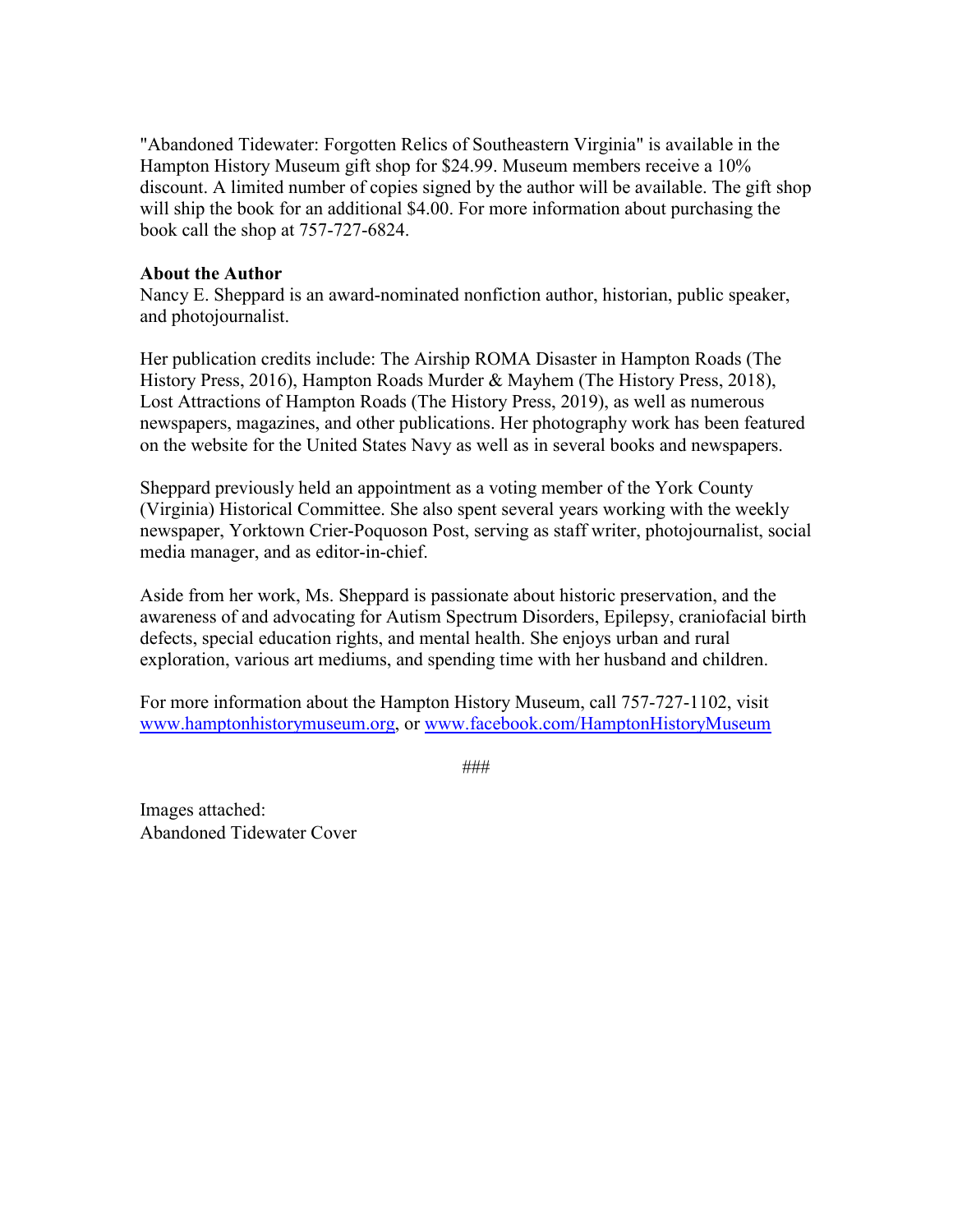"Abandoned Tidewater: Forgotten Relics of Southeastern Virginia" is available in the Hampton History Museum gift shop for $24.99. Museum members receive a 10% discount. A limited number of copies signed by the author will be available. The gift shop will ship the book for an additional $4.00. For more information about purchasing the book call the shop at 757-727-6824.

**About the Author**
Nancy E. Sheppard is an award-nominated nonfiction author, historian, public speaker, and photojournalist.

Her publication credits include: The Airship ROMA Disaster in Hampton Roads (The History Press, 2016), Hampton Roads Murder & Mayhem (The History Press, 2018), Lost Attractions of Hampton Roads (The History Press, 2019), as well as numerous newspapers, magazines, and other publications. Her photography work has been featured on the website for the United States Navy as well as in several books and newspapers.

Sheppard previously held an appointment as a voting member of the York County (Virginia) Historical Committee. She also spent several years working with the weekly newspaper, Yorktown Crier-Poquoson Post, serving as staff writer, photojournalist, social media manager, and as editor-in-chief.

Aside from her work, Ms. Sheppard is passionate about historic preservation, and the awareness of and advocating for Autism Spectrum Disorders, Epilepsy, craniofacial birth defects, special education rights, and mental health. She enjoys urban and rural exploration, various art mediums, and spending time with her husband and children.

For more information about the Hampton History Museum, call 757-727-1102, visit [www.hamptonhistorymuseum.org](http://www.hamptonhistorymuseum.org), or [www.facebook.com/HamptonHistoryMuseum](http://www.facebook.com/HamptonHistoryMuseum)

###

Images attached:
Abandoned Tidewater Cover